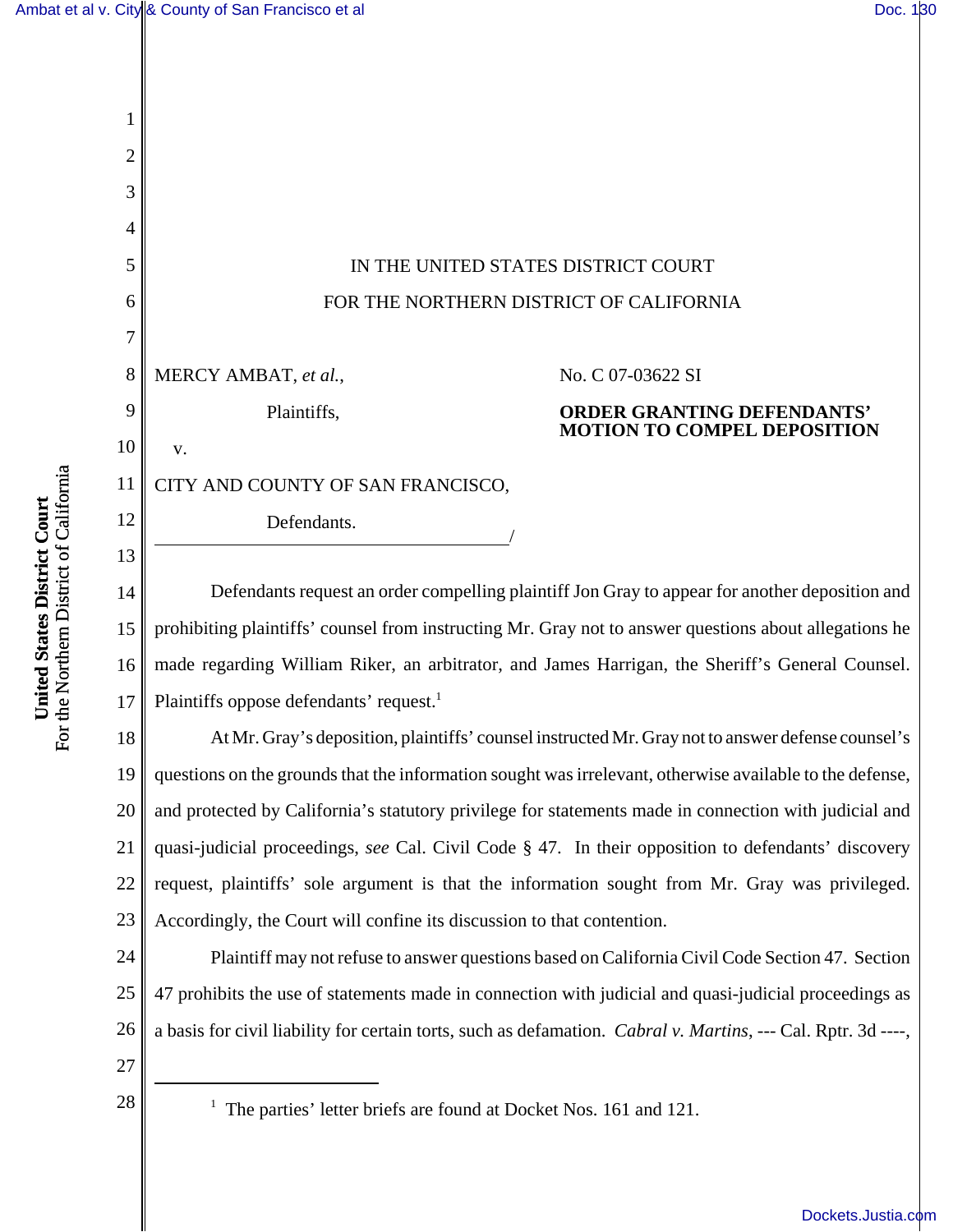IN THE UNITED STATES DISTRICT COURT

FOR THE NORTHERN DISTRICT OF CALIFORNIA

MERCY AMBAT, *et al.*,

Plaintiffs,

v.

CITY AND COUNTY OF SAN FRANCISCO,

Defendants.
______________________________________/

No. C 07-03622 SI

**ORDER GRANTING DEFENDANTS' MOTION TO COMPEL DEPOSITION**

Defendants request an order compelling plaintiff Jon Gray to appear for another deposition and prohibiting plaintiffs' counsel from instructing Mr. Gray not to answer questions about allegations he made regarding William Riker, an arbitrator, and James Harrigan, the Sheriff's General Counsel. Plaintiffs oppose defendants' request.[1]

At Mr. Gray's deposition, plaintiffs' counsel instructed Mr. Gray not to answer defense counsel's questions on the grounds that the information sought was irrelevant, otherwise available to the defense, and protected by California's statutory privilege for statements made in connection with judicial and quasi-judicial proceedings, *see* Cal. Civil Code § 47. In their opposition to defendants' discovery request, plaintiffs' sole argument is that the information sought from Mr. Gray was privileged. Accordingly, the Court will confine its discussion to that contention.

Plaintiff may not refuse to answer questions based on California Civil Code Section 47. Section 47 prohibits the use of statements made in connection with judicial and quasi-judicial proceedings as a basis for civil liability for certain torts, such as defamation. *Cabral v. Martins*, --- Cal. Rptr. 3d ----,

---

[1] The parties' letter briefs are found at Docket Nos. 161 and 121.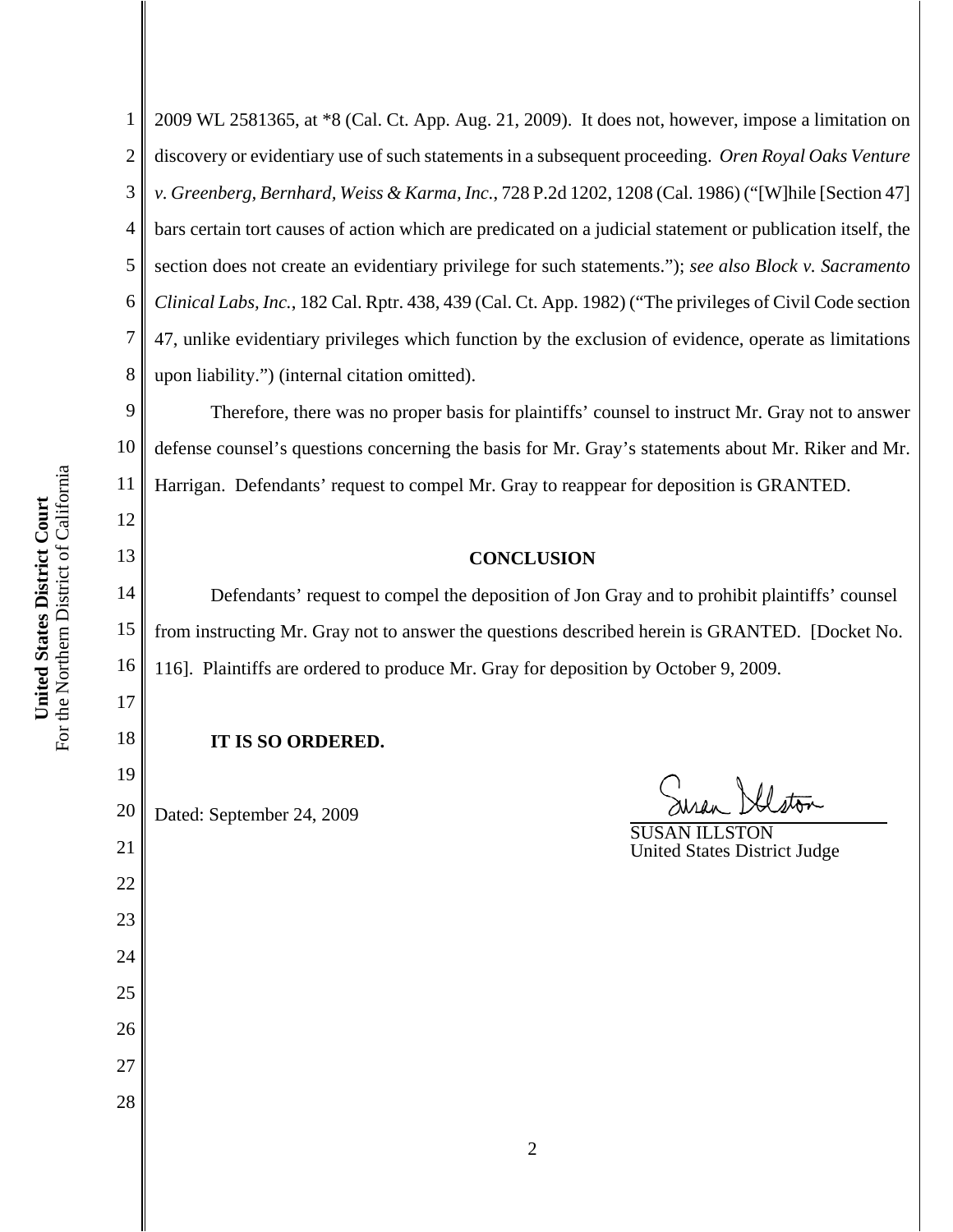2009 WL 2581365, at *8 (Cal. Ct. App. Aug. 21, 2009). It does not, however, impose a limitation on discovery or evidentiary use of such statements in a subsequent proceeding. *Oren Royal Oaks Venture v. Greenberg, Bernhard, Weiss & Karma, Inc.*, 728 P.2d 1202, 1208 (Cal. 1986) ("[W]hile [Section 47] bars certain tort causes of action which are predicated on a judicial statement or publication itself, the section does not create an evidentiary privilege for such statements."); *see also Block v. Sacramento Clinical Labs, Inc.*, 182 Cal. Rptr. 438, 439 (Cal. Ct. App. 1982) ("The privileges of Civil Code section 47, unlike evidentiary privileges which function by the exclusion of evidence, operate as limitations upon liability.") (internal citation omitted).

Therefore, there was no proper basis for plaintiffs' counsel to instruct Mr. Gray not to answer defense counsel's questions concerning the basis for Mr. Gray's statements about Mr. Riker and Mr. Harrigan. Defendants' request to compel Mr. Gray to reappear for deposition is GRANTED.

## CONCLUSION

Defendants' request to compel the deposition of Jon Gray and to prohibit plaintiffs' counsel from instructing Mr. Gray not to answer the questions described herein is GRANTED. [Docket No. 116]. Plaintiffs are ordered to produce Mr. Gray for deposition by October 9, 2009.

**IT IS SO ORDERED.**

Dated: September 24, 2009

SUSAN ILLSTON
United States District Judge